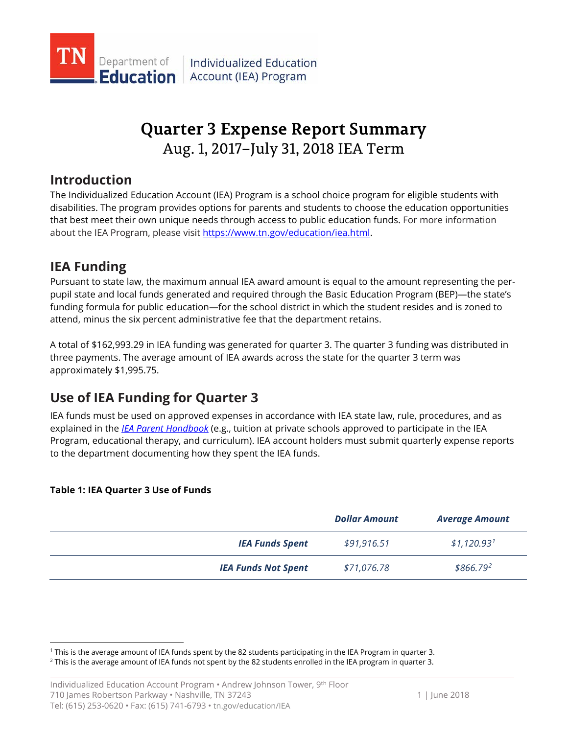TN Department of Education | Individualized Education Account (IEA) Program

# Quarter 3 Expense Report Summary

## Aug. 1, 2017–July 31, 2018 IEA Term

## Introduction

The Individualized Education Account (IEA) Program is a school choice program for eligible students with disabilities. The program provides options for parents and students to choose the education opportunities that best meet their own unique needs through access to public education funds. For more information about the IEA Program, please visit [https://www.tn.gov/education/iea.html](https://www.tn.gov/education/iea.html).

## IEA Funding

Pursuant to state law, the maximum annual IEA award amount is equal to the amount representing the per-pupil state and local funds generated and required through the Basic Education Program (BEP)—the state's funding formula for public education—for the school district in which the student resides and is zoned to attend, minus the six percent administrative fee that the department retains.

A total of $162,993.29 in IEA funding was generated for quarter 3. The quarter 3 funding was distributed in three payments. The average amount of IEA awards across the state for the quarter 3 term was approximately $1,995.75.

## Use of IEA Funding for Quarter 3

IEA funds must be used on approved expenses in accordance with IEA state law, rule, procedures, and as explained in the *IEA Parent Handbook* (e.g., tuition at private schools approved to participate in the IEA Program, educational therapy, and curriculum). IEA account holders must submit quarterly expense reports to the department documenting how they spent the IEA funds.

**Table 1: IEA Quarter 3 Use of Funds**

| | ***Dollar Amount*** | ***Average Amount*** |
|---|---|---|
| ***IEA Funds Spent*** | *$91,916.51* | *$1,120.93*[1] |
| ***IEA Funds Not Spent*** | *$71,076.78* | *$866.79*[2] |

[1] This is the average amount of IEA funds spent by the 82 students participating in the IEA Program in quarter 3.
[2] This is the average amount of IEA funds not spent by the 82 students enrolled in the IEA program in quarter 3.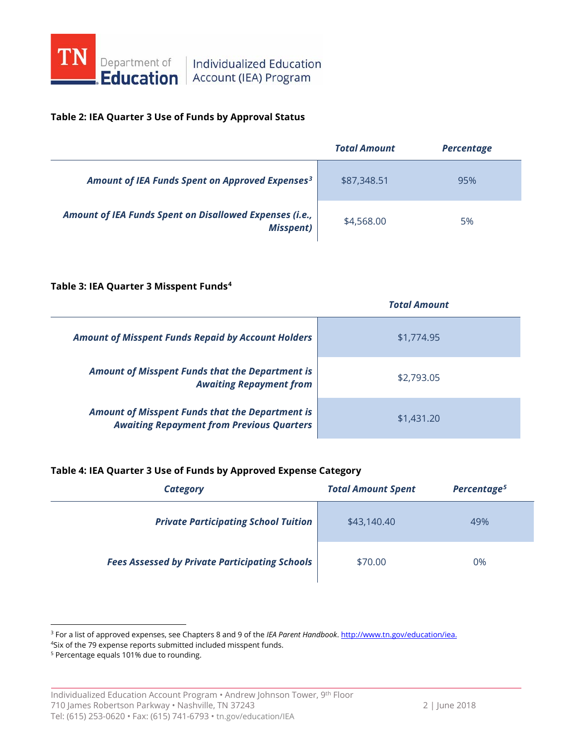**Table 2: IEA Quarter 3 Use of Funds by Approval Status**

| | *Total Amount* | *Percentage* |
|---|---|---|
| ***Amount of IEA Funds Spent on Approved Expenses[3]*** | $87,348.51 | 95% |
| ***Amount of IEA Funds Spent on Disallowed Expenses (i.e., Misspent)*** | $4,568.00 | 5% |

**Table 3: IEA Quarter 3 Misspent Funds[4]**

| | *Total Amount* |
|---|---|
| ***Amount of Misspent Funds Repaid by Account Holders*** | $1,774.95 |
| ***Amount of Misspent Funds that the Department is Awaiting Repayment from*** | $2,793.05 |
| ***Amount of Misspent Funds that the Department is Awaiting Repayment from Previous Quarters*** | $1,431.20 |

**Table 4: IEA Quarter 3 Use of Funds by Approved Expense Category**

| *Category* | *Total Amount Spent* | *Percentage[5]* |
|---|---|---|
| ***Private Participating School Tuition*** | $43,140.40 | 49% |
| ***Fees Assessed by Private Participating Schools*** | $70.00 | 0% |

---

[3] For a list of approved expenses, see Chapters 8 and 9 of the *IEA Parent Handbook*. http://www.tn.gov/education/iea.

[4] Six of the 79 expense reports submitted included misspent funds.

[5] Percentage equals 101% due to rounding.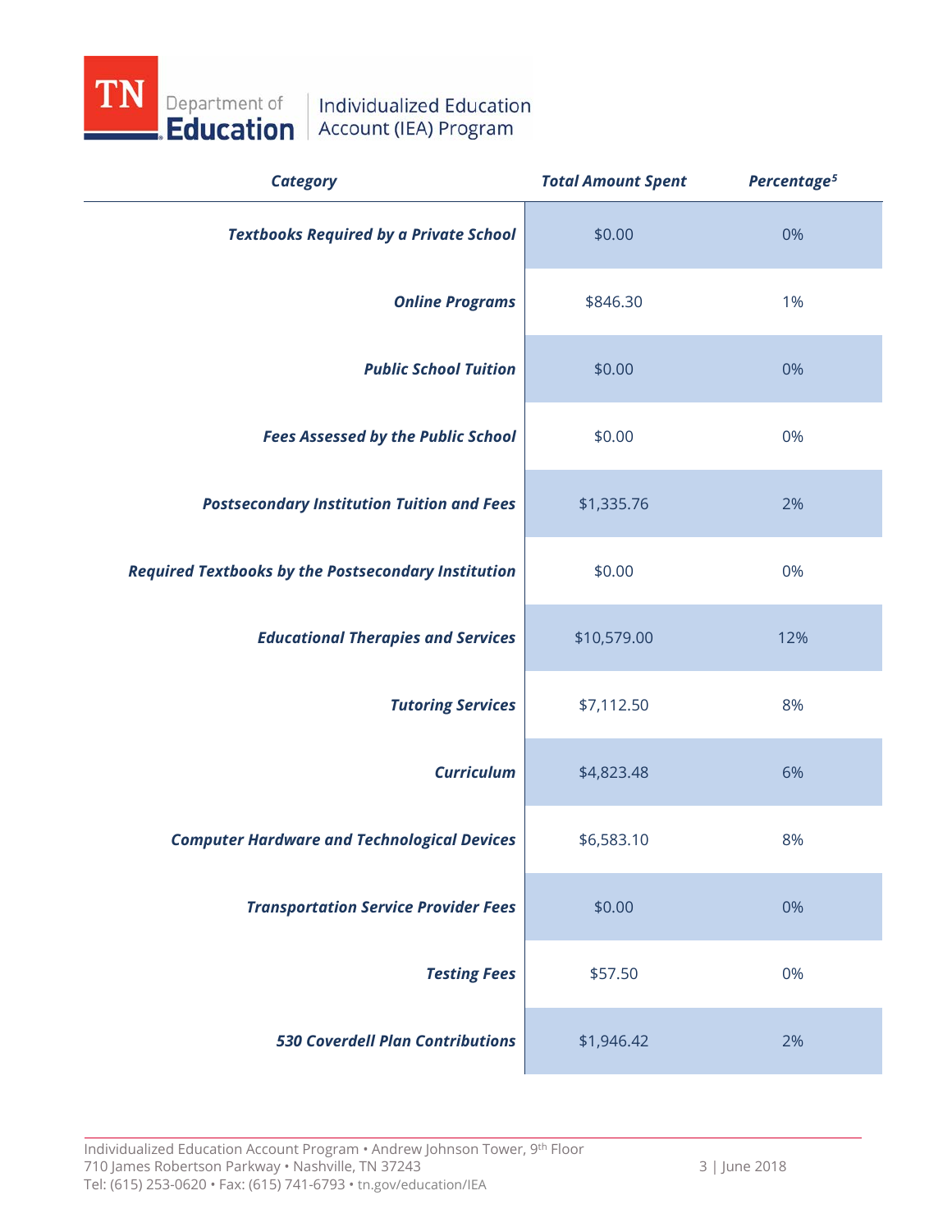| Category | Total Amount Spent | Percentage[5] |
|---|---|---|
| *Textbooks Required by a Private School* | $0.00 | 0% |
| *Online Programs* | $846.30 | 1% |
| *Public School Tuition* | $0.00 | 0% |
| *Fees Assessed by the Public School* | $0.00 | 0% |
| *Postsecondary Institution Tuition and Fees* | $1,335.76 | 2% |
| *Required Textbooks by the Postsecondary Institution* | $0.00 | 0% |
| *Educational Therapies and Services* | $10,579.00 | 12% |
| *Tutoring Services* | $7,112.50 | 8% |
| *Curriculum* | $4,823.48 | 6% |
| *Computer Hardware and Technological Devices* | $6,583.10 | 8% |
| *Transportation Service Provider Fees* | $0.00 | 0% |
| *Testing Fees* | $57.50 | 0% |
| *530 Coverdell Plan Contributions* | $1,946.42 | 2% |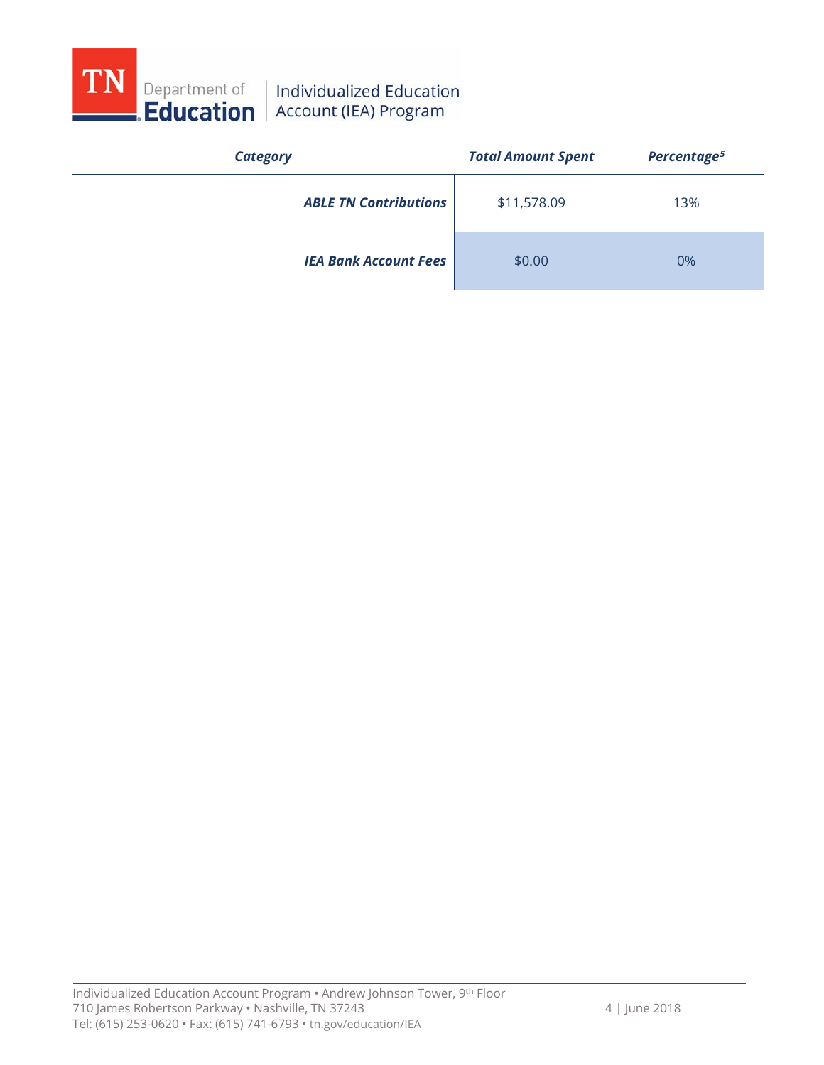| *Category* | *Total Amount Spent* | *Percentage*[5] |
|---|---|---|
| ***ABLE TN Contributions*** | $11,578.09 | 13% |
| ***IEA Bank Account Fees*** | $0.00 | 0% |